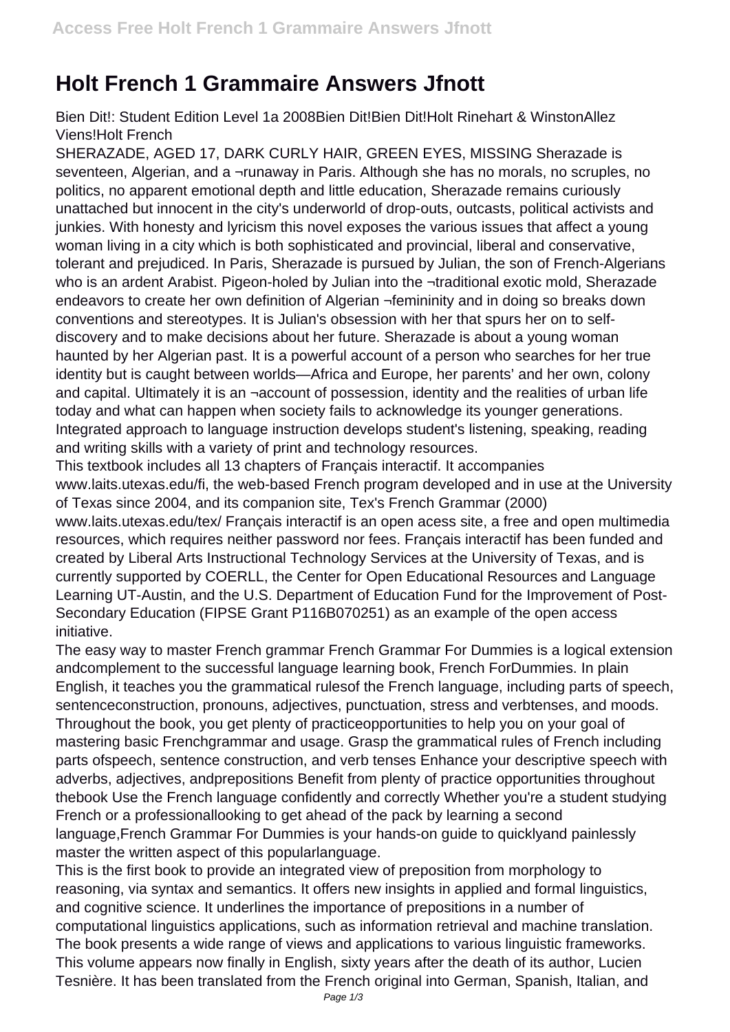# Holt French 1 Grammaire Answers Jfnott

Bien Dit!: Student Edition Level 1a 2008Bien Dit!Bien Dit!Holt Rinehart & WinstonAllez Viens!Holt French

SHERAZADE, AGED 17, DARK CURLY HAIR, GREEN EYES, MISSING Sherazade is seventeen, Algerian, and a ¬runaway in Paris. Although she has no morals, no scruples, no politics, no apparent emotional depth and little education, Sherazade remains curiously unattached but innocent in the city's underworld of drop-outs, outcasts, political activists and junkies. With honesty and lyricism this novel exposes the various issues that affect a young woman living in a city which is both sophisticated and provincial, liberal and conservative, tolerant and prejudiced. In Paris, Sherazade is pursued by Julian, the son of French-Algerians who is an ardent Arabist. Pigeon-holed by Julian into the ¬traditional exotic mold, Sherazade endeavors to create her own definition of Algerian ¬femininity and in doing so breaks down conventions and stereotypes. It is Julian's obsession with her that spurs her on to self-discovery and to make decisions about her future. Sherazade is about a young woman haunted by her Algerian past. It is a powerful account of a person who searches for her true identity but is caught between worlds—Africa and Europe, her parents' and her own, colony and capital. Ultimately it is an ¬account of possession, identity and the realities of urban life today and what can happen when society fails to acknowledge its younger generations.

Integrated approach to language instruction develops student's listening, speaking, reading and writing skills with a variety of print and technology resources.

This textbook includes all 13 chapters of Français interactif. It accompanies www.laits.utexas.edu/fi, the web-based French program developed and in use at the University of Texas since 2004, and its companion site, Tex's French Grammar (2000) www.laits.utexas.edu/tex/ Français interactif is an open acess site, a free and open multimedia resources, which requires neither password nor fees. Français interactif has been funded and created by Liberal Arts Instructional Technology Services at the University of Texas, and is currently supported by COERLL, the Center for Open Educational Resources and Language Learning UT-Austin, and the U.S. Department of Education Fund for the Improvement of Post-Secondary Education (FIPSE Grant P116B070251) as an example of the open access initiative.

The easy way to master French grammar French Grammar For Dummies is a logical extension andcomplement to the successful language learning book, French ForDummies. In plain English, it teaches you the grammatical rulesof the French language, including parts of speech, sentenceconstruction, pronouns, adjectives, punctuation, stress and verbtenses, and moods. Throughout the book, you get plenty of practiceopportunities to help you on your goal of mastering basic Frenchgrammar and usage. Grasp the grammatical rules of French including parts ofspeech, sentence construction, and verb tenses Enhance your descriptive speech with adverbs, adjectives, andprepositions Benefit from plenty of practice opportunities throughout thebook Use the French language confidently and correctly Whether you're a student studying French or a professionallooking to get ahead of the pack by learning a second language,French Grammar For Dummies is your hands-on guide to quicklyand painlessly master the written aspect of this popularlanguage.

This is the first book to provide an integrated view of preposition from morphology to reasoning, via syntax and semantics. It offers new insights in applied and formal linguistics, and cognitive science. It underlines the importance of prepositions in a number of computational linguistics applications, such as information retrieval and machine translation. The book presents a wide range of views and applications to various linguistic frameworks.

This volume appears now finally in English, sixty years after the death of its author, Lucien Tesnière. It has been translated from the French original into German, Spanish, Italian, and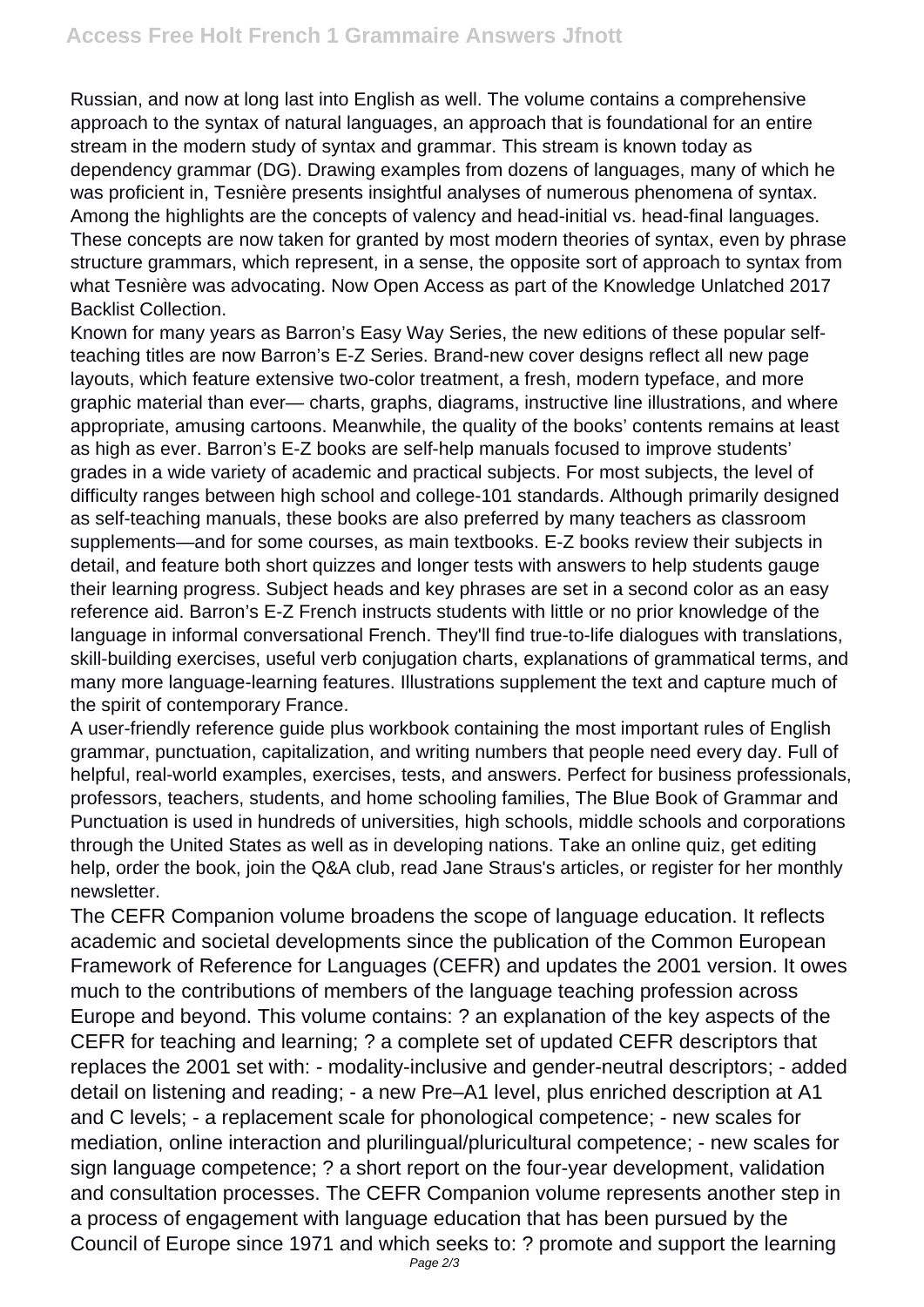Russian, and now at long last into English as well. The volume contains a comprehensive approach to the syntax of natural languages, an approach that is foundational for an entire stream in the modern study of syntax and grammar. This stream is known today as dependency grammar (DG). Drawing examples from dozens of languages, many of which he was proficient in, Tesnière presents insightful analyses of numerous phenomena of syntax. Among the highlights are the concepts of valency and head-initial vs. head-final languages. These concepts are now taken for granted by most modern theories of syntax, even by phrase structure grammars, which represent, in a sense, the opposite sort of approach to syntax from what Tesnière was advocating. Now Open Access as part of the Knowledge Unlatched 2017 Backlist Collection.

Known for many years as Barron's Easy Way Series, the new editions of these popular self-teaching titles are now Barron's E-Z Series. Brand-new cover designs reflect all new page layouts, which feature extensive two-color treatment, a fresh, modern typeface, and more graphic material than ever— charts, graphs, diagrams, instructive line illustrations, and where appropriate, amusing cartoons. Meanwhile, the quality of the books' contents remains at least as high as ever. Barron's E-Z books are self-help manuals focused to improve students' grades in a wide variety of academic and practical subjects. For most subjects, the level of difficulty ranges between high school and college-101 standards. Although primarily designed as self-teaching manuals, these books are also preferred by many teachers as classroom supplements—and for some courses, as main textbooks. E-Z books review their subjects in detail, and feature both short quizzes and longer tests with answers to help students gauge their learning progress. Subject heads and key phrases are set in a second color as an easy reference aid. Barron's E-Z French instructs students with little or no prior knowledge of the language in informal conversational French. They'll find true-to-life dialogues with translations, skill-building exercises, useful verb conjugation charts, explanations of grammatical terms, and many more language-learning features. Illustrations supplement the text and capture much of the spirit of contemporary France.

A user-friendly reference guide plus workbook containing the most important rules of English grammar, punctuation, capitalization, and writing numbers that people need every day. Full of helpful, real-world examples, exercises, tests, and answers. Perfect for business professionals, professors, teachers, students, and home schooling families, The Blue Book of Grammar and Punctuation is used in hundreds of universities, high schools, middle schools and corporations through the United States as well as in developing nations. Take an online quiz, get editing help, order the book, join the Q&A club, read Jane Straus's articles, or register for her monthly newsletter.

The CEFR Companion volume broadens the scope of language education. It reflects academic and societal developments since the publication of the Common European Framework of Reference for Languages (CEFR) and updates the 2001 version. It owes much to the contributions of members of the language teaching profession across Europe and beyond. This volume contains: ? an explanation of the key aspects of the CEFR for teaching and learning; ? a complete set of updated CEFR descriptors that replaces the 2001 set with: - modality-inclusive and gender-neutral descriptors; - added detail on listening and reading; - a new Pre–A1 level, plus enriched description at A1 and C levels; - a replacement scale for phonological competence; - new scales for mediation, online interaction and plurilingual/pluricultural competence; - new scales for sign language competence; ? a short report on the four-year development, validation and consultation processes. The CEFR Companion volume represents another step in a process of engagement with language education that has been pursued by the Council of Europe since 1971 and which seeks to: ? promote and support the learning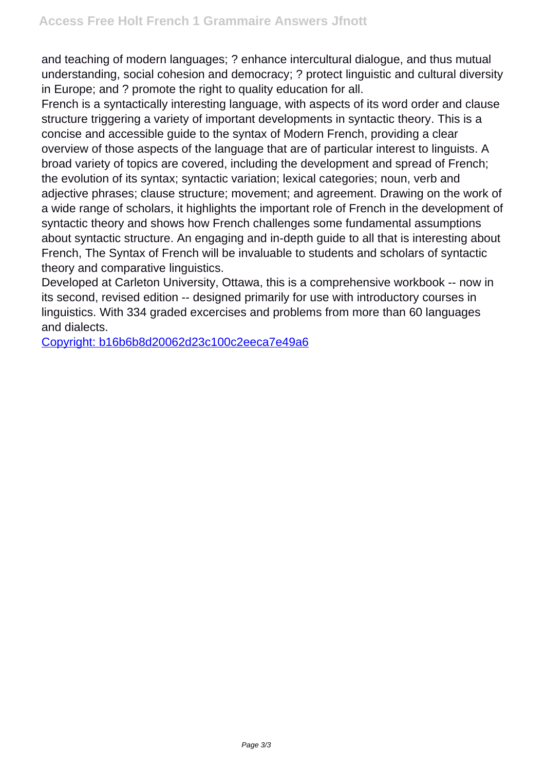and teaching of modern languages; ? enhance intercultural dialogue, and thus mutual understanding, social cohesion and democracy; ? protect linguistic and cultural diversity in Europe; and ? promote the right to quality education for all.

French is a syntactically interesting language, with aspects of its word order and clause structure triggering a variety of important developments in syntactic theory. This is a concise and accessible guide to the syntax of Modern French, providing a clear overview of those aspects of the language that are of particular interest to linguists. A broad variety of topics are covered, including the development and spread of French; the evolution of its syntax; syntactic variation; lexical categories; noun, verb and adjective phrases; clause structure; movement; and agreement. Drawing on the work of a wide range of scholars, it highlights the important role of French in the development of syntactic theory and shows how French challenges some fundamental assumptions about syntactic structure. An engaging and in-depth guide to all that is interesting about French, The Syntax of French will be invaluable to students and scholars of syntactic theory and comparative linguistics.

Developed at Carleton University, Ottawa, this is a comprehensive workbook -- now in its second, revised edition -- designed primarily for use with introductory courses in linguistics. With 334 graded excercises and problems from more than 60 languages and dialects.

Copyright: b16b6b8d20062d23c100c2eeca7e49a6